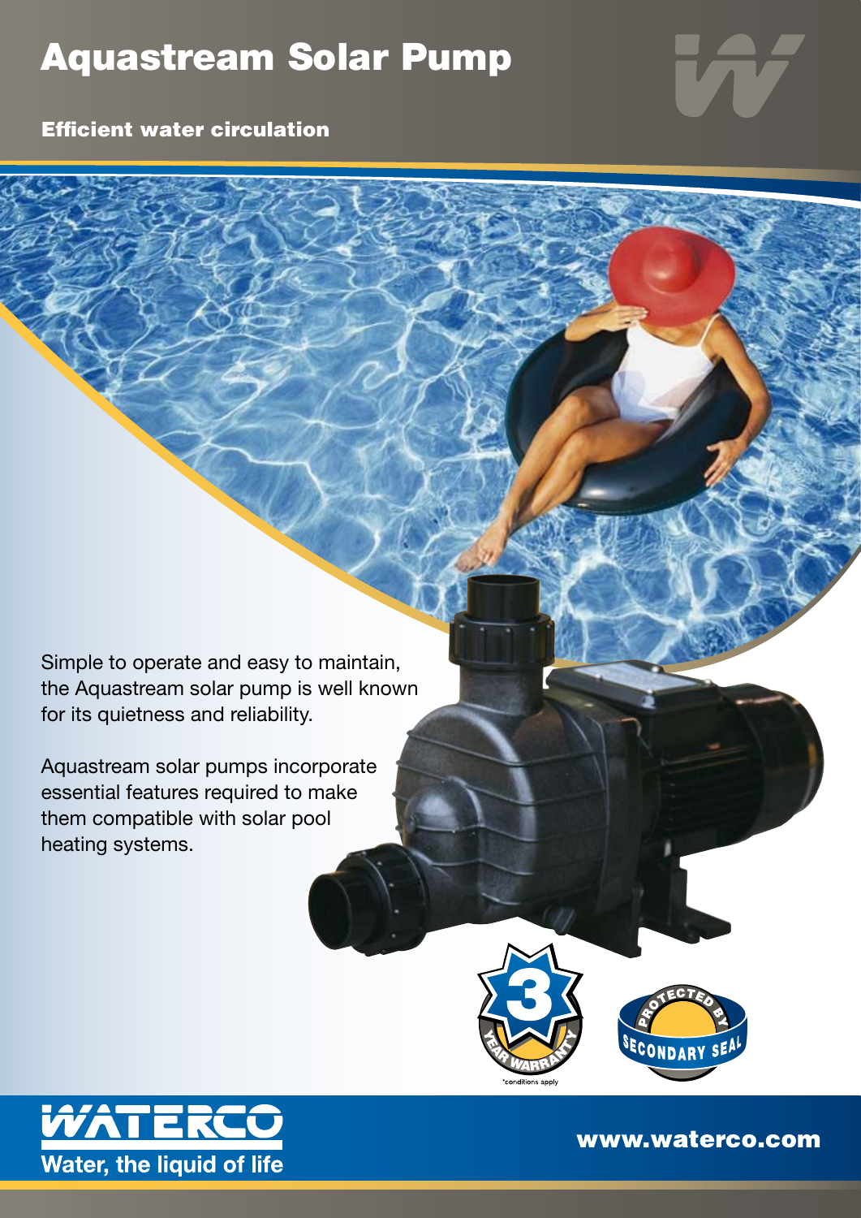# Aquastream Solar Pump

## Efficient water circulation

Simple to operate and easy to maintain, the Aquastream solar pump is well known for its quietness and reliability.

Aquastream solar pumps incorporate essential features required to make them compatible with solar pool heating systems.

3 YEAR WARRANTY

*conditions apply

PROTECTED BY SECONDARY SEAL

WATERCO

Water, the liquid of life

www.waterco.com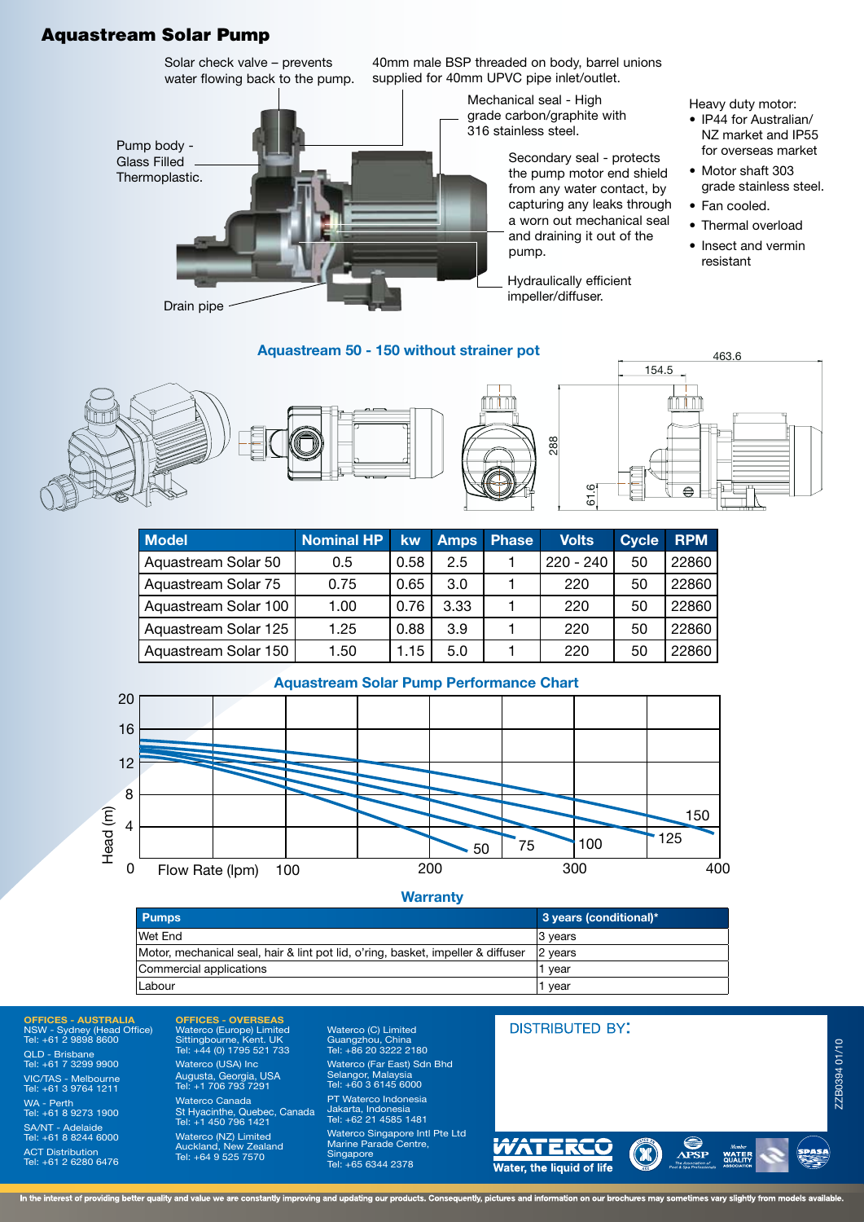## Aquastream Solar Pump

Solar check valve – prevents water flowing back to the pump.

40mm male BSP threaded on body, barrel unions supplied for 40mm UPVC pipe inlet/outlet.

Mechanical seal - High grade carbon/graphite with 316 stainless steel.

Pump body - Glass Filled Thermoplastic.

Secondary seal - protects the pump motor end shield from any water contact, by capturing any leaks through a worn out mechanical seal and draining it out of the pump.

Hydraulically efficient impeller/diffuser.

Drain pipe

Heavy duty motor:

- IP44 for Australian/ NZ market and IP55 for overseas market
- Motor shaft 303 grade stainless steel.
- Fan cooled.
- Thermal overload
- Insect and vermin resistant

### Aquastream 50 - 150 without strainer pot

463.6
154.5
288
61.6

| Model | Nominal HP | kw | Amps | Phase | Volts | Cycle | RPM |
|---|---|---|---|---|---|---|---|
| Aquastream Solar 50 | 0.5 | 0.58 | 2.5 | 1 | 220 - 240 | 50 | 22860 |
| Aquastream Solar 75 | 0.75 | 0.65 | 3.0 | 1 | 220 | 50 | 22860 |
| Aquastream Solar 100 | 1.00 | 0.76 | 3.33 | 1 | 220 | 50 | 22860 |
| Aquastream Solar 125 | 1.25 | 0.88 | 3.9 | 1 | 220 | 50 | 22860 |
| Aquastream Solar 150 | 1.50 | 1.15 | 5.0 | 1 | 220 | 50 | 22860 |

### Aquastream Solar Pump Performance Chart

Head (m)
20
16
12
8
4
0
Flow Rate (lpm) 100 200 300 400
50
75
100
125
150

### Warranty

| Pumps | 3 years (conditional)* |
|---|---|
| Wet End | 3 years |
| Motor, mechanical seal, hair & lint pot lid, o'ring, basket, impeller & diffuser | 2 years |
| Commercial applications | 1 year |
| Labour | 1 year |

**OFFICES - AUSTRALIA**
NSW - Sydney (Head Office)
Tel: +61 2 9898 8600

QLD - Brisbane
Tel: +61 7 3299 9900

VIC/TAS - Melbourne
Tel: +61 3 9764 1211

WA - Perth
Tel: +61 8 9273 1900

SA/NT - Adelaide
Tel: +61 8 8244 6000

ACT Distribution
Tel: +61 2 6280 6476

**OFFICES - OVERSEAS**
Waterco (Europe) Limited
Sittingbourne, Kent. UK
Tel: +44 (0) 1795 521 733

Waterco (USA) Inc
Augusta, Georgia, USA
Tel: +1 706 793 7291

Waterco Canada
St Hyacinthe, Quebec, Canada
Tel: +1 450 796 1421

Waterco (NZ) Limited
Auckland, New Zealand
Tel: +64 9 525 7570

Waterco (C) Limited
Guangzhou, China
Tel: +86 20 3222 2180

Waterco (Far East) Sdn Bhd
Selangor, Malaysia
Tel: +60 3 6145 6000

PT Waterco Indonesia
Jakarta, Indonesia
Tel: +62 21 4585 1481

Waterco Singapore Intl Pte Ltd
Marine Parade Centre,
Singapore
Tel: +65 6344 2378

DISTRIBUTED BY:

WATERCO
Water, the liquid of life

ZZB0394 01/10

In the interest of providing better quality and value we are constantly improving and updating our products. Consequently, pictures and information on our brochures may sometimes vary slightly from models available.